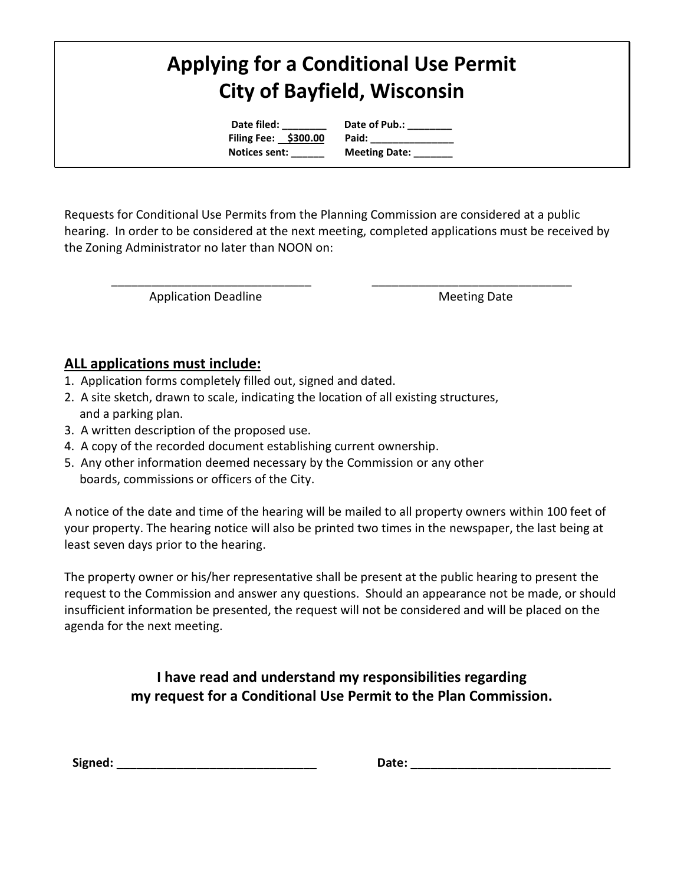# Applying for a Conditional Use Permit
# City of Bayfield, Wisconsin

**Date filed: ________ Date of Pub.: ________**
**Filing Fee: $300.00 Paid: _______________**
**Notices sent: ______ Meeting Date: _______**

Requests for Conditional Use Permits from the Planning Commission are considered at a public hearing. In order to be considered at the next meeting, completed applications must be received by the Zoning Administrator no later than NOON on:

_______________________________ _______________________________
Application Deadline Meeting Date

## ALL applications must include:

1. Application forms completely filled out, signed and dated.
2. A site sketch, drawn to scale, indicating the location of all existing structures, and a parking plan.
3. A written description of the proposed use.
4. A copy of the recorded document establishing current ownership.
5. Any other information deemed necessary by the Commission or any other boards, commissions or officers of the City.

A notice of the date and time of the hearing will be mailed to all property owners within 100 feet of your property. The hearing notice will also be printed two times in the newspaper, the last being at least seven days prior to the hearing.

The property owner or his/her representative shall be present at the public hearing to present the request to the Commission and answer any questions. Should an appearance not be made, or should insufficient information be presented, the request will not be considered and will be placed on the agenda for the next meeting.

**I have read and understand my responsibilities regarding my request for a Conditional Use Permit to the Plan Commission.**

**Signed: _______________________________ Date: _______________________________**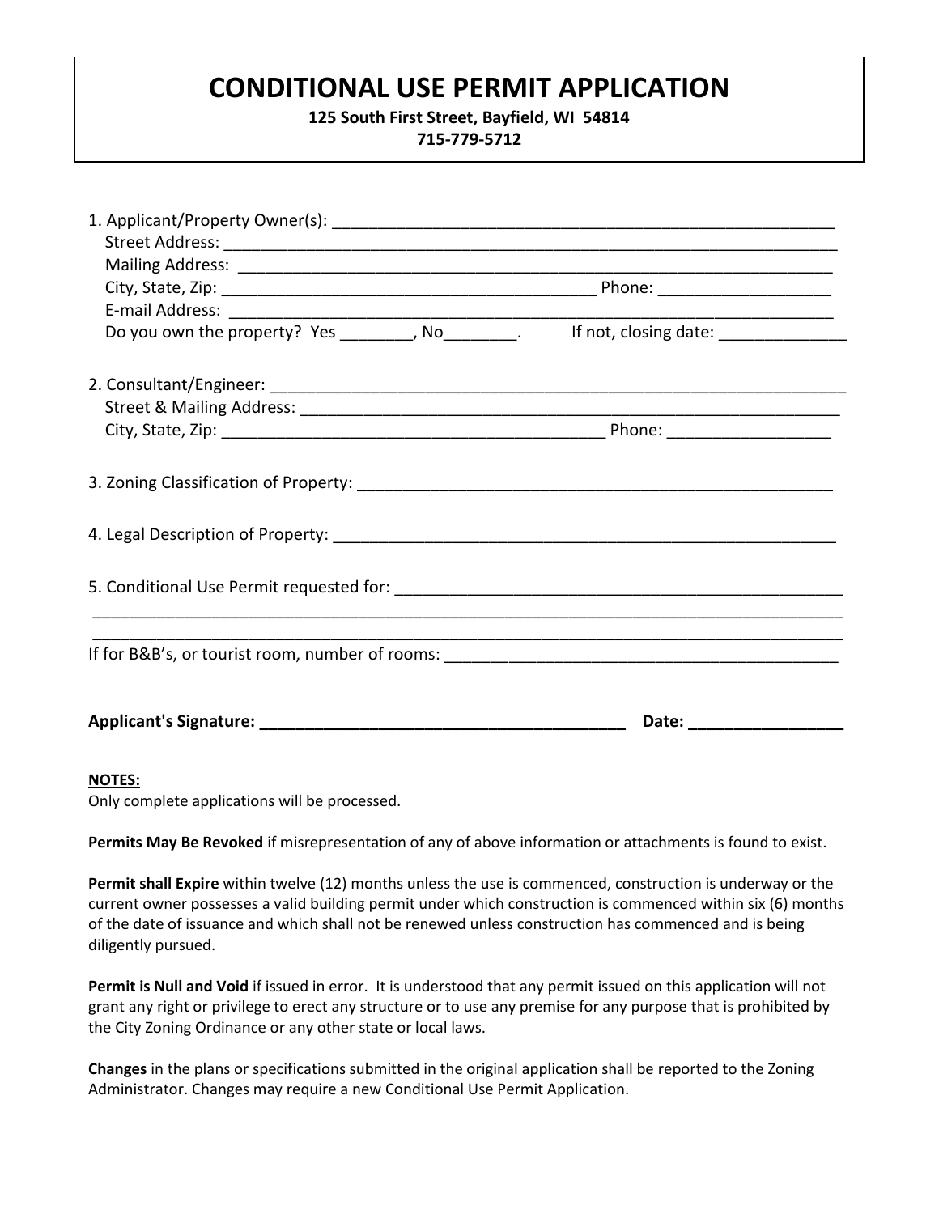# CONDITIONAL USE PERMIT APPLICATION

**125 South First Street, Bayfield, WI 54814**
**715-779-5712**

1. Applicant/Property Owner(s): ____________________________________________________
   Street Address: ____________________________________________________________
   Mailing Address: ___________________________________________________________
   City, State, Zip: ______________________________________ Phone: _________________
   E-mail Address: ___________________________________________________________
   Do you own the property? Yes ________, No________. If not, closing date: _____________

2. Consultant/Engineer: _______________________________________________________
   Street & Mailing Address: ___________________________________________________
   City, State, Zip: _______________________________________ Phone: ________________

3. Zoning Classification of Property: ______________________________________________

4. Legal Description of Property: _________________________________________________

5. Conditional Use Permit requested for: __________________________________________
_____________________________________________________________________________
_____________________________________________________________________________
If for B&B's, or tourist room, number of rooms: ____________________________________

**Applicant's Signature: ______________________________________ Date: _______________**

**NOTES:**

Only complete applications will be processed.

**Permits May Be Revoked** if misrepresentation of any of above information or attachments is found to exist.

**Permit shall Expire** within twelve (12) months unless the use is commenced, construction is underway or the current owner possesses a valid building permit under which construction is commenced within six (6) months of the date of issuance and which shall not be renewed unless construction has commenced and is being diligently pursued.

**Permit is Null and Void** if issued in error. It is understood that any permit issued on this application will not grant any right or privilege to erect any structure or to use any premise for any purpose that is prohibited by the City Zoning Ordinance or any other state or local laws.

**Changes** in the plans or specifications submitted in the original application shall be reported to the Zoning Administrator. Changes may require a new Conditional Use Permit Application.